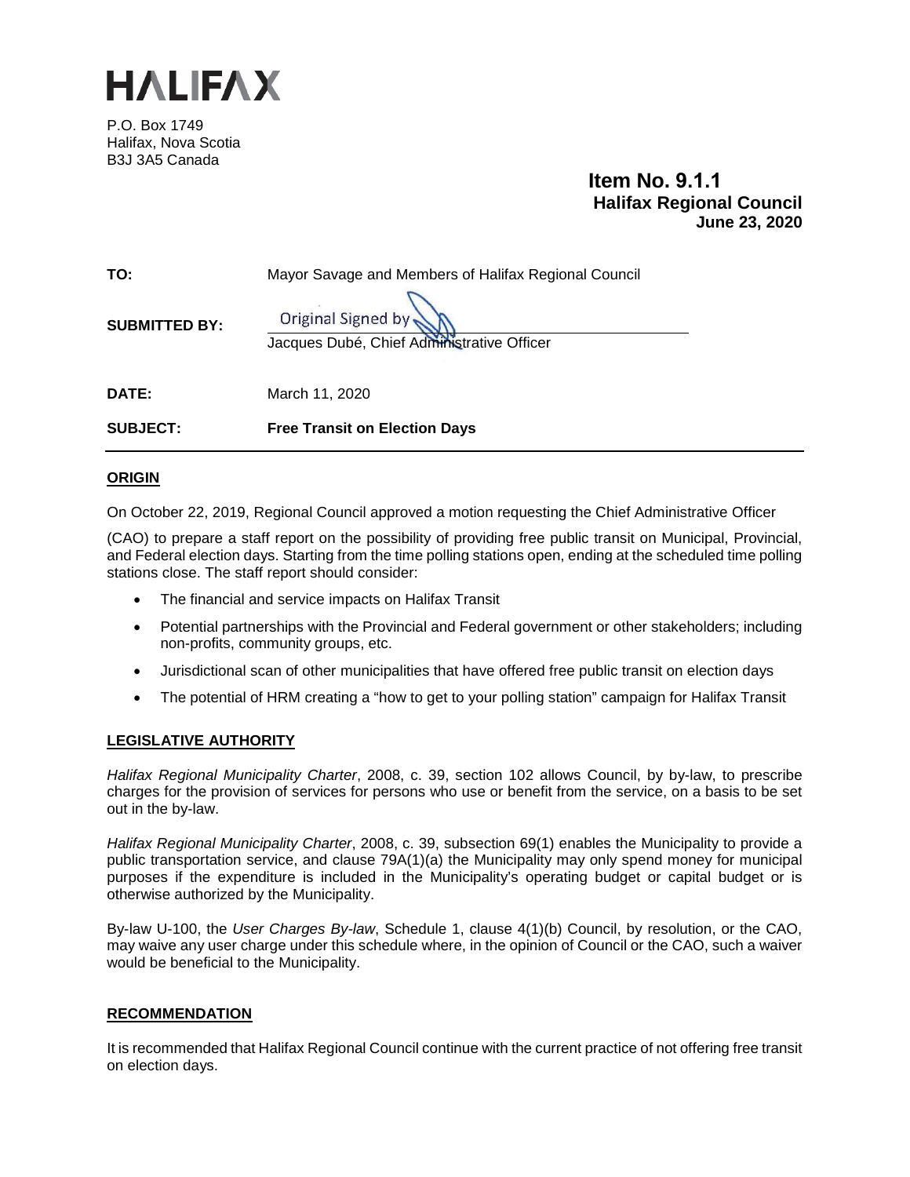# HALIFAX

P.O. Box 1749
Halifax, Nova Scotia
B3J 3A5 Canada

**Item No. 9.1.1**
**Halifax Regional Council**
**June 23, 2020**

| | |
|---|---|
| **TO:** | Mayor Savage and Members of Halifax Regional Council |
| **SUBMITTED BY:** | Original Signed by<br>Jacques Dubé, Chief Administrative Officer |
| **DATE:** | March 11, 2020 |
| **SUBJECT:** | **Free Transit on Election Days** |

## ORIGIN

On October 22, 2019, Regional Council approved a motion requesting the Chief Administrative Officer (CAO) to prepare a staff report on the possibility of providing free public transit on Municipal, Provincial, and Federal election days. Starting from the time polling stations open, ending at the scheduled time polling stations close. The staff report should consider:

- The financial and service impacts on Halifax Transit
- Potential partnerships with the Provincial and Federal government or other stakeholders; including non-profits, community groups, etc.
- Jurisdictional scan of other municipalities that have offered free public transit on election days
- The potential of HRM creating a "how to get to your polling station" campaign for Halifax Transit

## LEGISLATIVE AUTHORITY

*Halifax Regional Municipality Charter*, 2008, c. 39, section 102 allows Council, by by-law, to prescribe charges for the provision of services for persons who use or benefit from the service, on a basis to be set out in the by-law.

*Halifax Regional Municipality Charter*, 2008, c. 39, subsection 69(1) enables the Municipality to provide a public transportation service, and clause 79A(1)(a) the Municipality may only spend money for municipal purposes if the expenditure is included in the Municipality's operating budget or capital budget or is otherwise authorized by the Municipality.

By-law U-100, the *User Charges By-law*, Schedule 1, clause 4(1)(b) Council, by resolution, or the CAO, may waive any user charge under this schedule where, in the opinion of Council or the CAO, such a waiver would be beneficial to the Municipality.

## RECOMMENDATION

It is recommended that Halifax Regional Council continue with the current practice of not offering free transit on election days.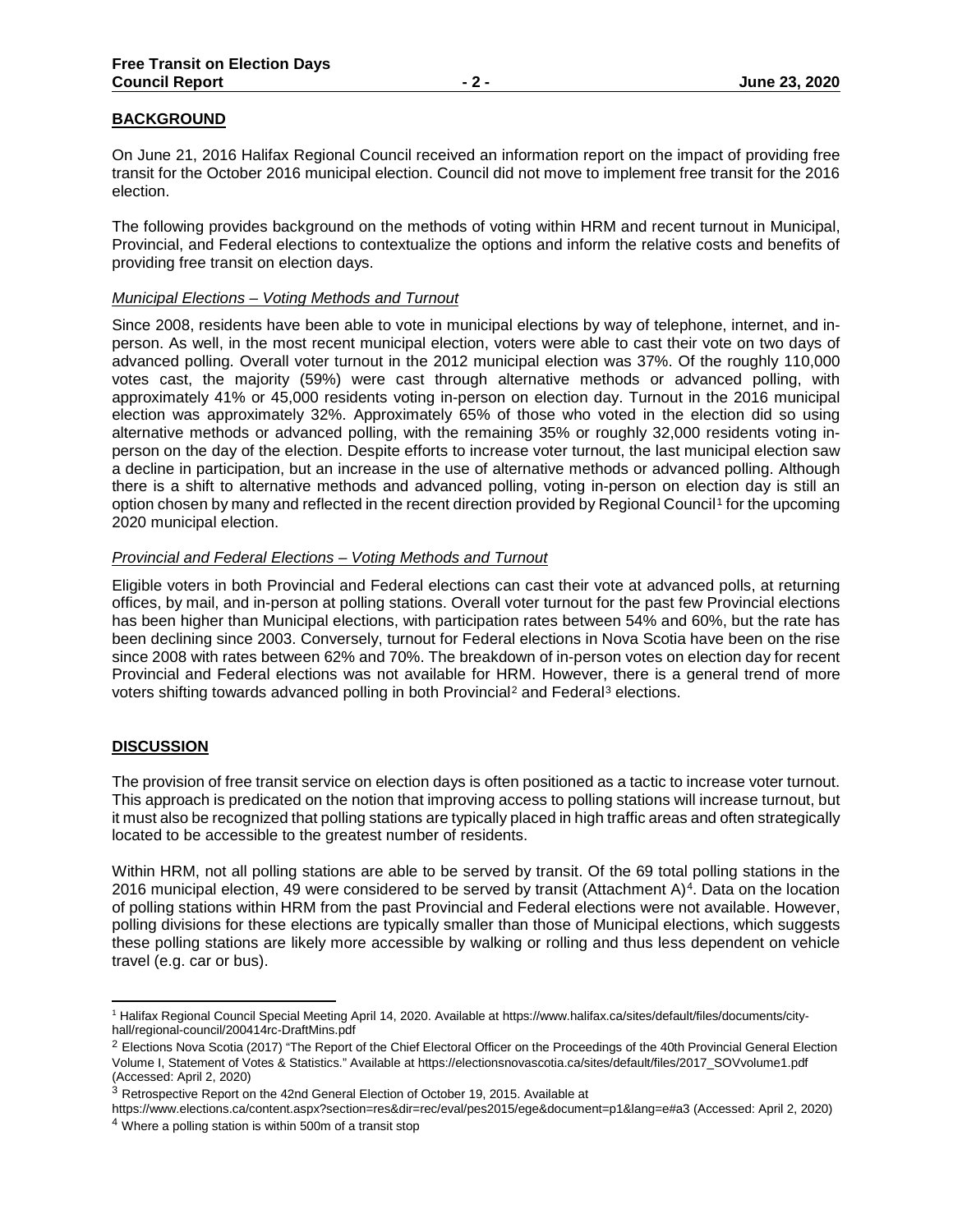## BACKGROUND

On June 21, 2016 Halifax Regional Council received an information report on the impact of providing free transit for the October 2016 municipal election. Council did not move to implement free transit for the 2016 election.

The following provides background on the methods of voting within HRM and recent turnout in Municipal, Provincial, and Federal elections to contextualize the options and inform the relative costs and benefits of providing free transit on election days.

### *Municipal Elections – Voting Methods and Turnout*

Since 2008, residents have been able to vote in municipal elections by way of telephone, internet, and in-person. As well, in the most recent municipal election, voters were able to cast their vote on two days of advanced polling. Overall voter turnout in the 2012 municipal election was 37%. Of the roughly 110,000 votes cast, the majority (59%) were cast through alternative methods or advanced polling, with approximately 41% or 45,000 residents voting in-person on election day. Turnout in the 2016 municipal election was approximately 32%. Approximately 65% of those who voted in the election did so using alternative methods or advanced polling, with the remaining 35% or roughly 32,000 residents voting in-person on the day of the election. Despite efforts to increase voter turnout, the last municipal election saw a decline in participation, but an increase in the use of alternative methods or advanced polling. Although there is a shift to alternative methods and advanced polling, voting in-person on election day is still an option chosen by many and reflected in the recent direction provided by Regional Council[1] for the upcoming 2020 municipal election.

### *Provincial and Federal Elections – Voting Methods and Turnout*

Eligible voters in both Provincial and Federal elections can cast their vote at advanced polls, at returning offices, by mail, and in-person at polling stations. Overall voter turnout for the past few Provincial elections has been higher than Municipal elections, with participation rates between 54% and 60%, but the rate has been declining since 2003. Conversely, turnout for Federal elections in Nova Scotia have been on the rise since 2008 with rates between 62% and 70%. The breakdown of in-person votes on election day for recent Provincial and Federal elections was not available for HRM. However, there is a general trend of more voters shifting towards advanced polling in both Provincial[2] and Federal[3] elections.

## DISCUSSION

The provision of free transit service on election days is often positioned as a tactic to increase voter turnout. This approach is predicated on the notion that improving access to polling stations will increase turnout, but it must also be recognized that polling stations are typically placed in high traffic areas and often strategically located to be accessible to the greatest number of residents.

Within HRM, not all polling stations are able to be served by transit. Of the 69 total polling stations in the 2016 municipal election, 49 were considered to be served by transit (Attachment A)[4]. Data on the location of polling stations within HRM from the past Provincial and Federal elections were not available. However, polling divisions for these elections are typically smaller than those of Municipal elections, which suggests these polling stations are likely more accessible by walking or rolling and thus less dependent on vehicle travel (e.g. car or bus).

---

[1] Halifax Regional Council Special Meeting April 14, 2020. Available at https://www.halifax.ca/sites/default/files/documents/city-hall/regional-council/200414rc-DraftMins.pdf

[2] Elections Nova Scotia (2017) "The Report of the Chief Electoral Officer on the Proceedings of the 40th Provincial General Election Volume I, Statement of Votes & Statistics." Available at https://electionsnovascotia.ca/sites/default/files/2017_SOVvolume1.pdf (Accessed: April 2, 2020)

[3] Retrospective Report on the 42nd General Election of October 19, 2015. Available at https://www.elections.ca/content.aspx?section=res&dir=rec/eval/pes2015/ege&document=p1&lang=e#a3 (Accessed: April 2, 2020)

[4] Where a polling station is within 500m of a transit stop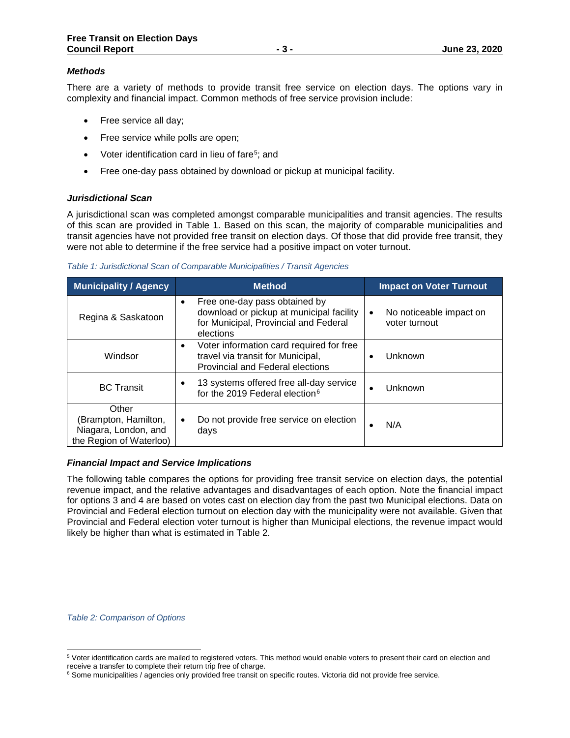### *Methods*

There are a variety of methods to provide transit free service on election days. The options vary in complexity and financial impact. Common methods of free service provision include:

- Free service all day;
- Free service while polls are open;
- Voter identification card in lieu of fare[5]; and
- Free one-day pass obtained by download or pickup at municipal facility.

### *Jurisdictional Scan*

A jurisdictional scan was completed amongst comparable municipalities and transit agencies. The results of this scan are provided in Table 1. Based on this scan, the majority of comparable municipalities and transit agencies have not provided free transit on election days. Of those that did provide free transit, they were not able to determine if the free service had a positive impact on voter turnout.

*Table 1: Jurisdictional Scan of Comparable Municipalities / Transit Agencies*

| Municipality / Agency | Method | Impact on Voter Turnout |
|---|---|---|
| Regina & Saskatoon | • Free one-day pass obtained by download or pickup at municipal facility for Municipal, Provincial and Federal elections | • No noticeable impact on voter turnout |
| Windsor | • Voter information card required for free travel via transit for Municipal, Provincial and Federal elections | • Unknown |
| BC Transit | • 13 systems offered free all-day service for the 2019 Federal election[6] | • Unknown |
| Other (Brampton, Hamilton, Niagara, London, and the Region of Waterloo) | • Do not provide free service on election days | • N/A |

### *Financial Impact and Service Implications*

The following table compares the options for providing free transit service on election days, the potential revenue impact, and the relative advantages and disadvantages of each option. Note the financial impact for options 3 and 4 are based on votes cast on election day from the past two Municipal elections. Data on Provincial and Federal election turnout on election day with the municipality were not available. Given that Provincial and Federal election voter turnout is higher than Municipal elections, the revenue impact would likely be higher than what is estimated in Table 2.

*Table 2: Comparison of Options*

---

[5] Voter identification cards are mailed to registered voters. This method would enable voters to present their card on election and receive a transfer to complete their return trip free of charge.

[6] Some municipalities / agencies only provided free transit on specific routes. Victoria did not provide free service.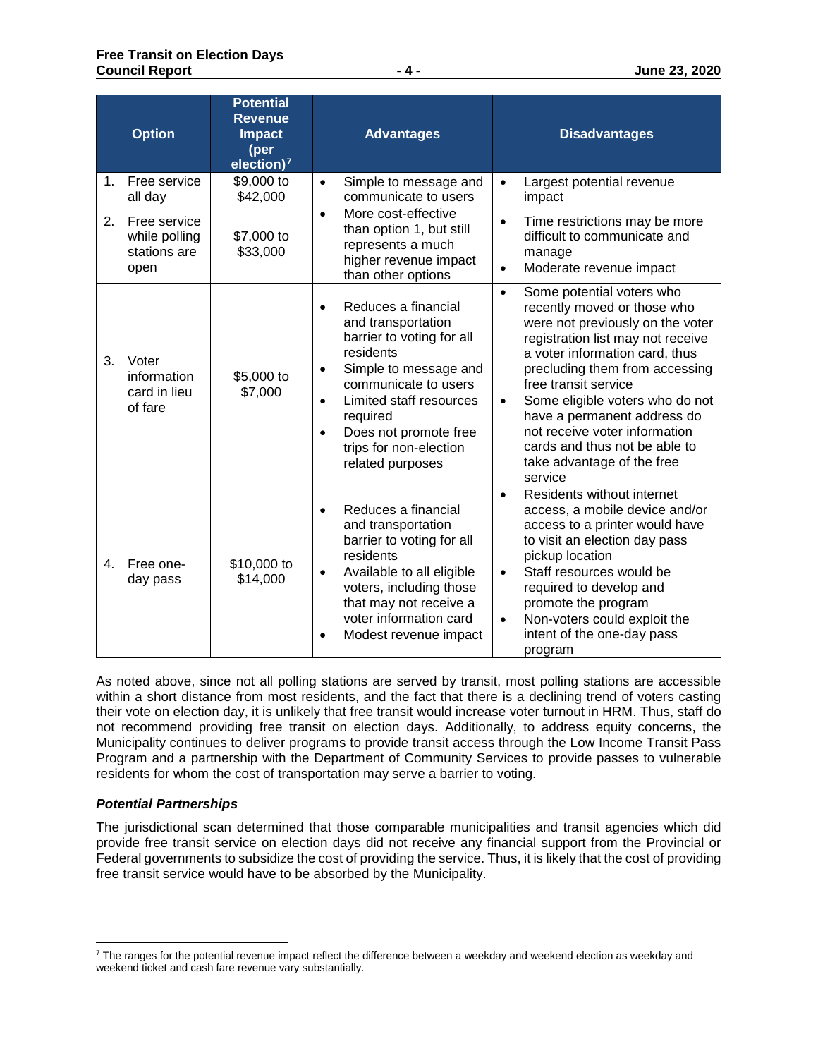| Option | Potential Revenue Impact (per election)[7] | Advantages | Disadvantages |
|---|---|---|---|
| 1. Free service all day | $9,000 to $42,000 | • Simple to message and communicate to users | • Largest potential revenue impact |
| 2. Free service while polling stations are open | $7,000 to $33,000 | • More cost-effective than option 1, but still represents a much higher revenue impact than other options | • Time restrictions may be more difficult to communicate and manage<br>• Moderate revenue impact |
| 3. Voter information card in lieu of fare | $5,000 to $7,000 | • Reduces a financial and transportation barrier to voting for all residents<br>• Simple to message and communicate to users<br>• Limited staff resources required<br>• Does not promote free trips for non-election related purposes | • Some potential voters who recently moved or those who were not previously on the voter registration list may not receive a voter information card, thus precluding them from accessing free transit service<br>• Some eligible voters who do not have a permanent address do not receive voter information cards and thus not be able to take advantage of the free service |
| 4. Free one-day pass | $10,000 to $14,000 | • Reduces a financial and transportation barrier to voting for all residents<br>• Available to all eligible voters, including those that may not receive a voter information card<br>• Modest revenue impact | • Residents without internet access, a mobile device and/or access to a printer would have to visit an election day pass pickup location<br>• Staff resources would be required to develop and promote the program<br>• Non-voters could exploit the intent of the one-day pass program |

As noted above, since not all polling stations are served by transit, most polling stations are accessible within a short distance from most residents, and the fact that there is a declining trend of voters casting their vote on election day, it is unlikely that free transit would increase voter turnout in HRM. Thus, staff do not recommend providing free transit on election days. Additionally, to address equity concerns, the Municipality continues to deliver programs to provide transit access through the Low Income Transit Pass Program and a partnership with the Department of Community Services to provide passes to vulnerable residents for whom the cost of transportation may serve a barrier to voting.

### *Potential Partnerships*

The jurisdictional scan determined that those comparable municipalities and transit agencies which did provide free transit service on election days did not receive any financial support from the Provincial or Federal governments to subsidize the cost of providing the service. Thus, it is likely that the cost of providing free transit service would have to be absorbed by the Municipality.

---

[7] The ranges for the potential revenue impact reflect the difference between a weekday and weekend election as weekday and weekend ticket and cash fare revenue vary substantially.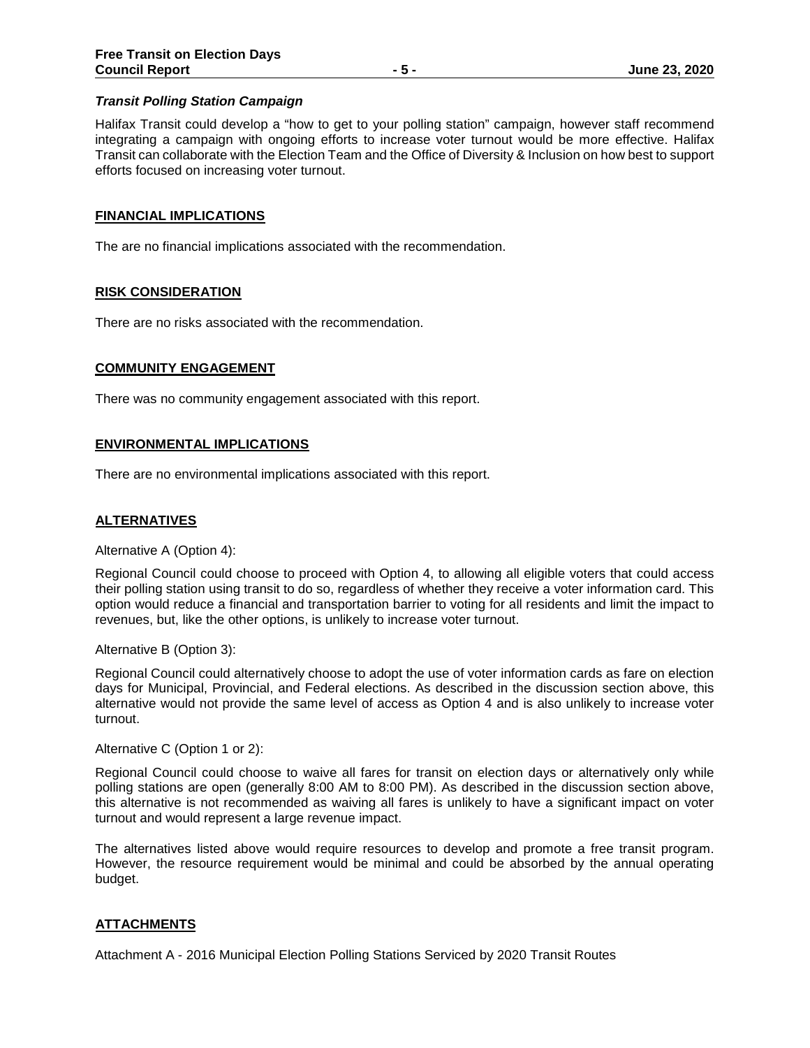### *Transit Polling Station Campaign*

Halifax Transit could develop a "how to get to your polling station" campaign, however staff recommend integrating a campaign with ongoing efforts to increase voter turnout would be more effective. Halifax Transit can collaborate with the Election Team and the Office of Diversity & Inclusion on how best to support efforts focused on increasing voter turnout.

## FINANCIAL IMPLICATIONS

The are no financial implications associated with the recommendation.

## RISK CONSIDERATION

There are no risks associated with the recommendation.

## COMMUNITY ENGAGEMENT

There was no community engagement associated with this report.

## ENVIRONMENTAL IMPLICATIONS

There are no environmental implications associated with this report.

## ALTERNATIVES

Alternative A (Option 4):

Regional Council could choose to proceed with Option 4, to allowing all eligible voters that could access their polling station using transit to do so, regardless of whether they receive a voter information card. This option would reduce a financial and transportation barrier to voting for all residents and limit the impact to revenues, but, like the other options, is unlikely to increase voter turnout.

Alternative B (Option 3):

Regional Council could alternatively choose to adopt the use of voter information cards as fare on election days for Municipal, Provincial, and Federal elections. As described in the discussion section above, this alternative would not provide the same level of access as Option 4 and is also unlikely to increase voter turnout.

Alternative C (Option 1 or 2):

Regional Council could choose to waive all fares for transit on election days or alternatively only while polling stations are open (generally 8:00 AM to 8:00 PM). As described in the discussion section above, this alternative is not recommended as waiving all fares is unlikely to have a significant impact on voter turnout and would represent a large revenue impact.

The alternatives listed above would require resources to develop and promote a free transit program. However, the resource requirement would be minimal and could be absorbed by the annual operating budget.

## ATTACHMENTS

Attachment A - 2016 Municipal Election Polling Stations Serviced by 2020 Transit Routes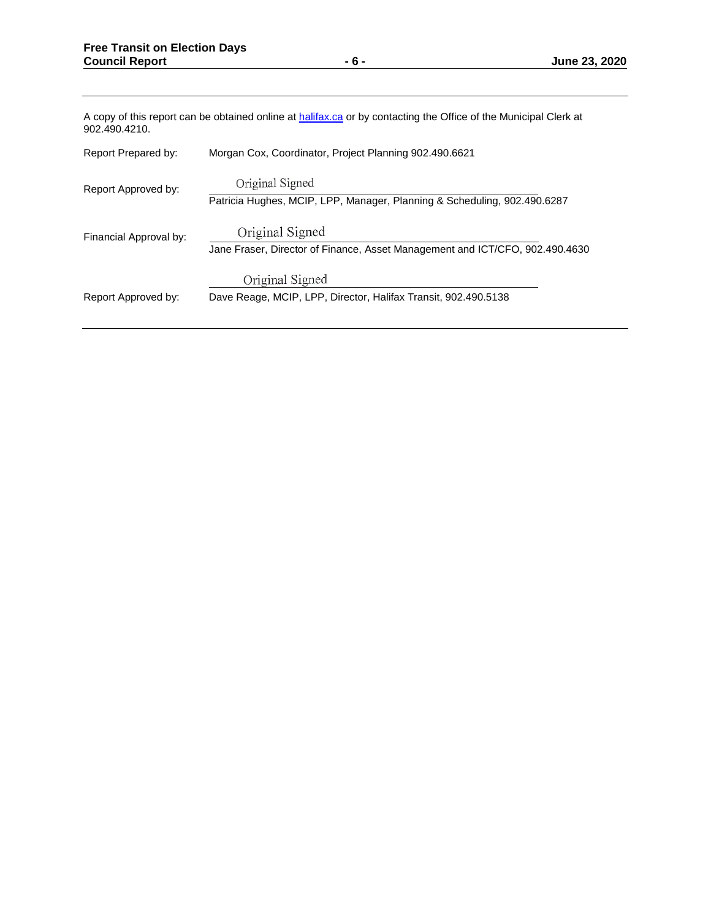A copy of this report can be obtained online at [halifax.ca](halifax.ca) or by contacting the Office of the Municipal Clerk at 902.490.4210.

Report Prepared by: Morgan Cox, Coordinator, Project Planning 902.490.6621

Report Approved by: Original Signed
Patricia Hughes, MCIP, LPP, Manager, Planning & Scheduling, 902.490.6287

Financial Approval by: Original Signed
Jane Fraser, Director of Finance, Asset Management and ICT/CFO, 902.490.4630

Report Approved by: Original Signed
Dave Reage, MCIP, LPP, Director, Halifax Transit, 902.490.5138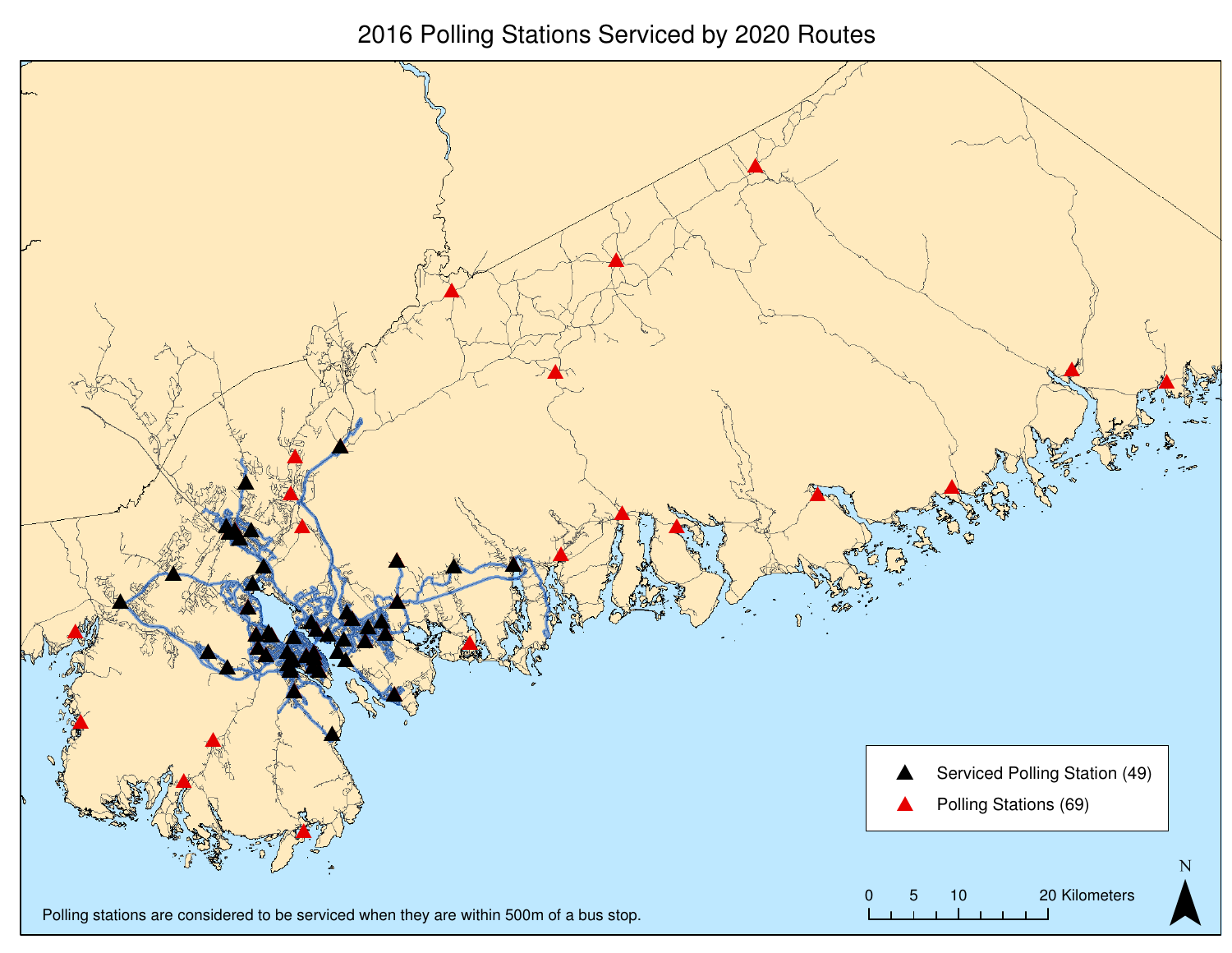# 2016 Polling Stations Serviced by 2020 Routes

Serviced Polling Station (49)

Polling Stations (69)

0 5 10 20 Kilometers

N

Polling stations are considered to be serviced when they are within 500m of a bus stop.